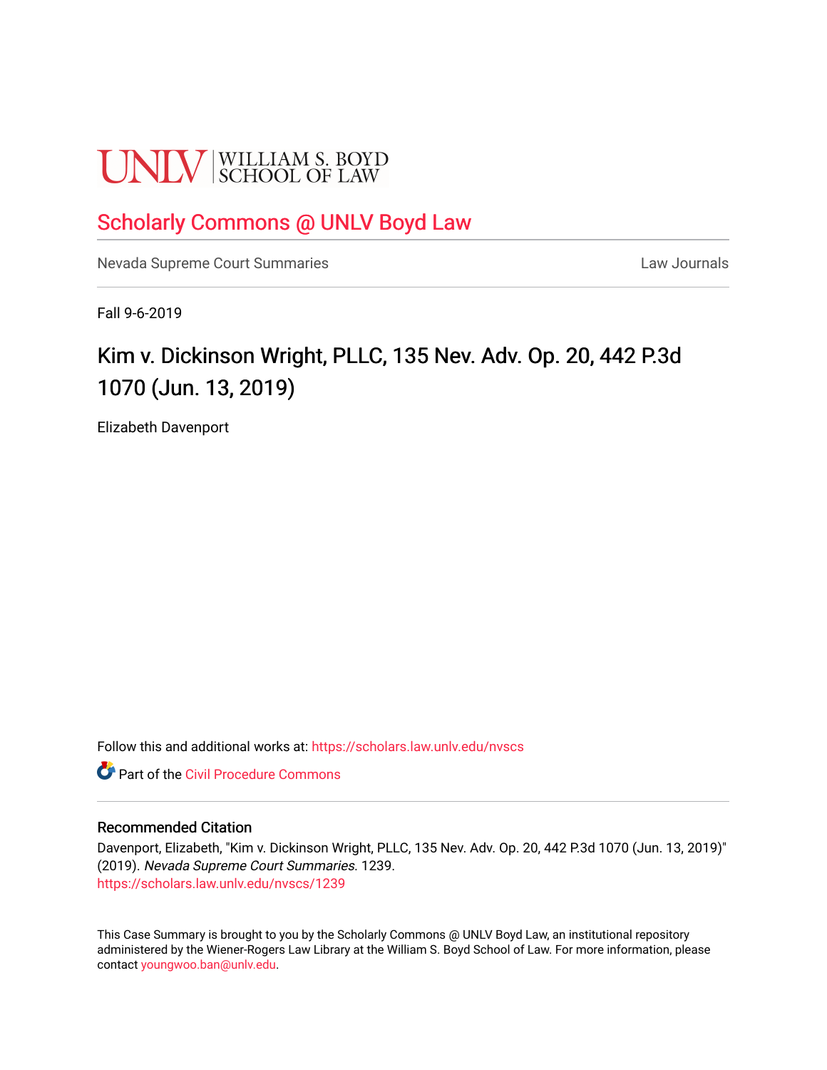UNLV | WILLIAM S. BOYD SCHOOL OF LAW

# Scholarly Commons @ UNLV Boyd Law

Nevada Supreme Court Summaries | Law Journals

Fall 9-6-2019

## Kim v. Dickinson Wright, PLLC, 135 Nev. Adv. Op. 20, 442 P.3d 1070 (Jun. 13, 2019)

Elizabeth Davenport

Follow this and additional works at: https://scholars.law.unlv.edu/nvscs

Part of the Civil Procedure Commons

### Recommended Citation

Davenport, Elizabeth, "Kim v. Dickinson Wright, PLLC, 135 Nev. Adv. Op. 20, 442 P.3d 1070 (Jun. 13, 2019)" (2019). *Nevada Supreme Court Summaries*. 1239.
https://scholars.law.unlv.edu/nvscs/1239

This Case Summary is brought to you by the Scholarly Commons @ UNLV Boyd Law, an institutional repository administered by the Wiener-Rogers Law Library at the William S. Boyd School of Law. For more information, please contact youngwoo.ban@unlv.edu.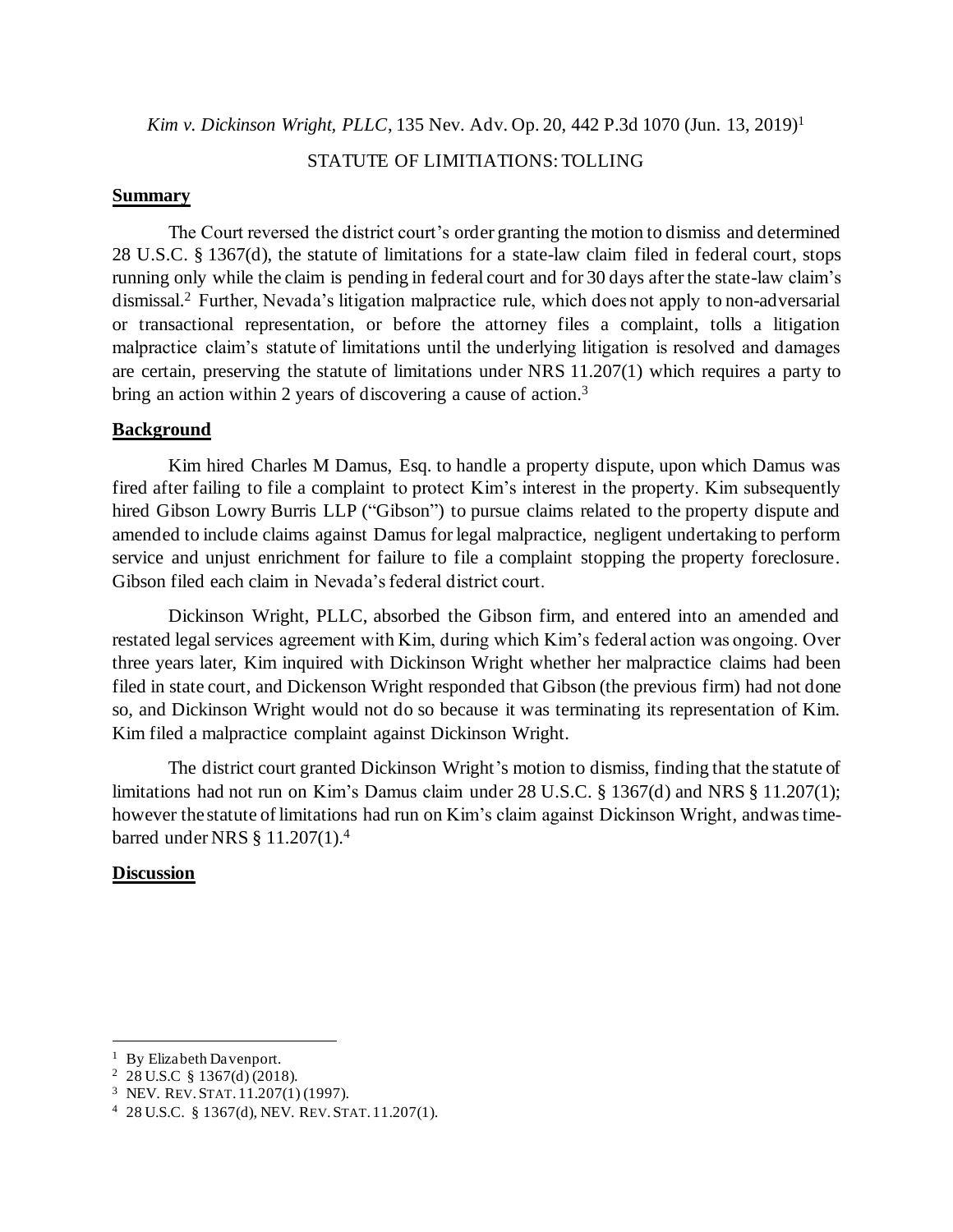*Kim v. Dickinson Wright, PLLC*, 135 Nev. Adv. Op. 20, 442 P.3d 1070 (Jun. 13, 2019)[1]

STATUTE OF LIMITIATIONS: TOLLING

## Summary

The Court reversed the district court's order granting the motion to dismiss and determined 28 U.S.C. § 1367(d), the statute of limitations for a state-law claim filed in federal court, stops running only while the claim is pending in federal court and for 30 days after the state-law claim's dismissal.[2] Further, Nevada's litigation malpractice rule, which does not apply to non-adversarial or transactional representation, or before the attorney files a complaint, tolls a litigation malpractice claim's statute of limitations until the underlying litigation is resolved and damages are certain, preserving the statute of limitations under NRS 11.207(1) which requires a party to bring an action within 2 years of discovering a cause of action.[3]

## Background

Kim hired Charles M Damus, Esq. to handle a property dispute, upon which Damus was fired after failing to file a complaint to protect Kim's interest in the property. Kim subsequently hired Gibson Lowry Burris LLP ("Gibson") to pursue claims related to the property dispute and amended to include claims against Damus for legal malpractice, negligent undertaking to perform service and unjust enrichment for failure to file a complaint stopping the property foreclosure. Gibson filed each claim in Nevada's federal district court.

Dickinson Wright, PLLC, absorbed the Gibson firm, and entered into an amended and restated legal services agreement with Kim, during which Kim's federal action was ongoing. Over three years later, Kim inquired with Dickinson Wright whether her malpractice claims had been filed in state court, and Dickenson Wright responded that Gibson (the previous firm) had not done so, and Dickinson Wright would not do so because it was terminating its representation of Kim. Kim filed a malpractice complaint against Dickinson Wright.

The district court granted Dickinson Wright's motion to dismiss, finding that the statute of limitations had not run on Kim's Damus claim under 28 U.S.C. § 1367(d) and NRS § 11.207(1); however the statute of limitations had run on Kim's claim against Dickinson Wright, and was time-barred under NRS § 11.207(1).[4]

## Discussion

---

[1] By Elizabeth Davenport.

[2] 28 U.S.C § 1367(d) (2018).

[3] NEV. REV. STAT. 11.207(1) (1997).

[4] 28 U.S.C. § 1367(d), NEV. REV. STAT. 11.207(1).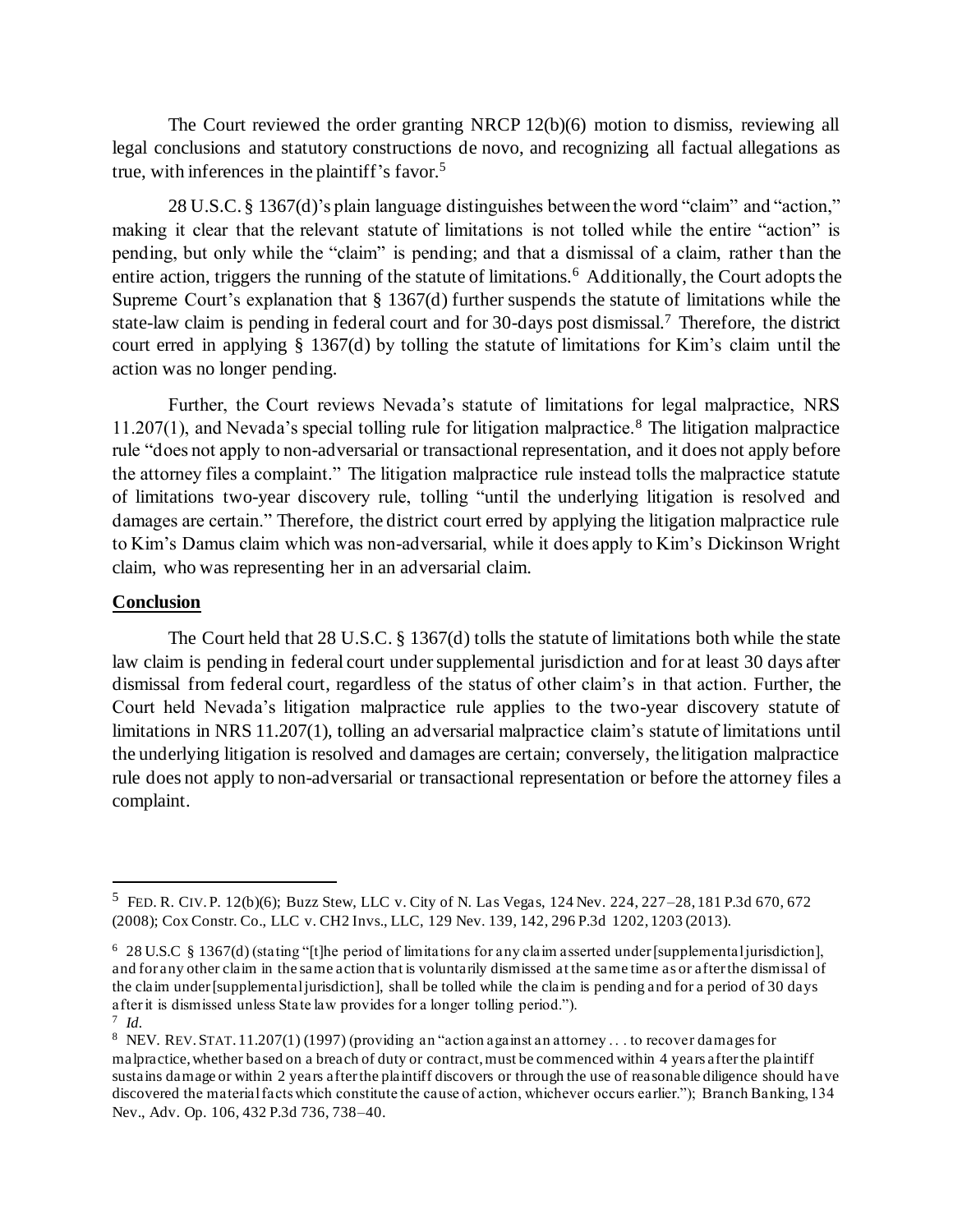The Court reviewed the order granting NRCP 12(b)(6) motion to dismiss, reviewing all legal conclusions and statutory constructions de novo, and recognizing all factual allegations as true, with inferences in the plaintiff's favor.[5]

28 U.S.C. § 1367(d)'s plain language distinguishes between the word "claim" and "action," making it clear that the relevant statute of limitations is not tolled while the entire "action" is pending, but only while the "claim" is pending; and that a dismissal of a claim, rather than the entire action, triggers the running of the statute of limitations.[6] Additionally, the Court adopts the Supreme Court's explanation that § 1367(d) further suspends the statute of limitations while the state-law claim is pending in federal court and for 30-days post dismissal.[7] Therefore, the district court erred in applying § 1367(d) by tolling the statute of limitations for Kim's claim until the action was no longer pending.

Further, the Court reviews Nevada's statute of limitations for legal malpractice, NRS 11.207(1), and Nevada's special tolling rule for litigation malpractice.[8] The litigation malpractice rule "does not apply to non-adversarial or transactional representation, and it does not apply before the attorney files a complaint." The litigation malpractice rule instead tolls the malpractice statute of limitations two-year discovery rule, tolling "until the underlying litigation is resolved and damages are certain." Therefore, the district court erred by applying the litigation malpractice rule to Kim's Damus claim which was non-adversarial, while it does apply to Kim's Dickinson Wright claim, who was representing her in an adversarial claim.

## Conclusion

The Court held that 28 U.S.C. § 1367(d) tolls the statute of limitations both while the state law claim is pending in federal court under supplemental jurisdiction and for at least 30 days after dismissal from federal court, regardless of the status of other claim's in that action. Further, the Court held Nevada's litigation malpractice rule applies to the two-year discovery statute of limitations in NRS 11.207(1), tolling an adversarial malpractice claim's statute of limitations until the underlying litigation is resolved and damages are certain; conversely, the litigation malpractice rule does not apply to non-adversarial or transactional representation or before the attorney files a complaint.

---

[5] FED. R. CIV. P. 12(b)(6); Buzz Stew, LLC v. City of N. Las Vegas, 124 Nev. 224, 227–28, 181 P.3d 670, 672 (2008); Cox Constr. Co., LLC v. CH2 Invs., LLC, 129 Nev. 139, 142, 296 P.3d 1202, 1203 (2013).

[6] 28 U.S.C § 1367(d) (stating "[t]he period of limitations for any claim asserted under [supplemental jurisdiction], and for any other claim in the same action that is voluntarily dismissed at the same time as or after the dismissal of the claim under [supplemental jurisdiction], shall be tolled while the claim is pending and for a period of 30 days after it is dismissed unless State law provides for a longer tolling period.").

[7] *Id.*

[8] NEV. REV. STAT. 11.207(1) (1997) (providing an "action against an attorney . . . to recover damages for malpractice, whether based on a breach of duty or contract, must be commenced within 4 years after the plaintiff sustains damage or within 2 years after the plaintiff discovers or through the use of reasonable diligence should have discovered the material facts which constitute the cause of action, whichever occurs earlier."); Branch Banking, 134 Nev., Adv. Op. 106, 432 P.3d 736, 738–40.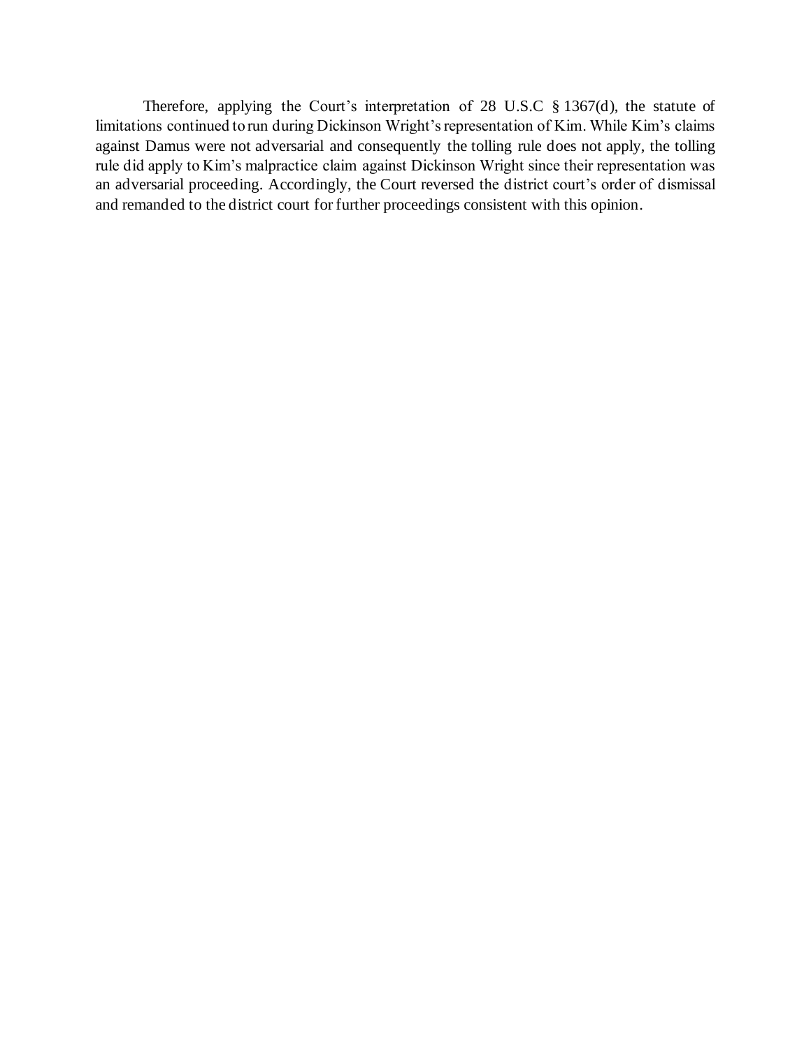Therefore, applying the Court's interpretation of 28 U.S.C § 1367(d), the statute of limitations continued to run during Dickinson Wright's representation of Kim. While Kim's claims against Damus were not adversarial and consequently the tolling rule does not apply, the tolling rule did apply to Kim's malpractice claim against Dickinson Wright since their representation was an adversarial proceeding. Accordingly, the Court reversed the district court's order of dismissal and remanded to the district court for further proceedings consistent with this opinion.